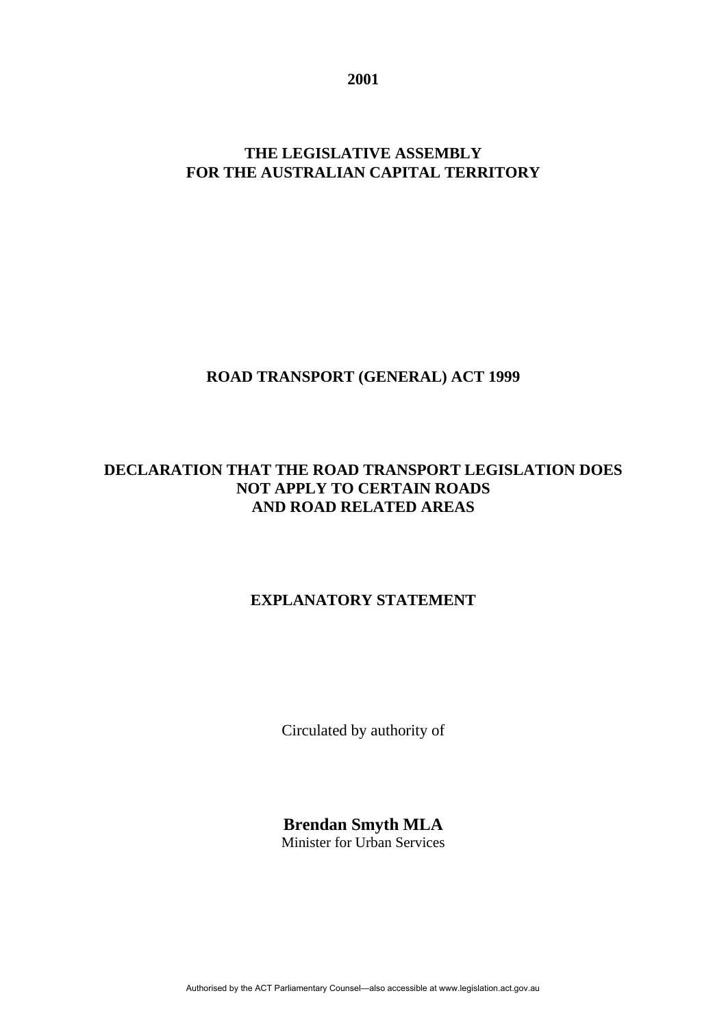**2001**

**THE LEGISLATIVE ASSEMBLY**
**FOR THE AUSTRALIAN CAPITAL TERRITORY**

# ROAD TRANSPORT (GENERAL) ACT 1999

## DECLARATION THAT THE ROAD TRANSPORT LEGISLATION DOES NOT APPLY TO CERTAIN ROADS AND ROAD RELATED AREAS

## EXPLANATORY STATEMENT

Circulated by authority of

**Brendan Smyth MLA**
Minister for Urban Services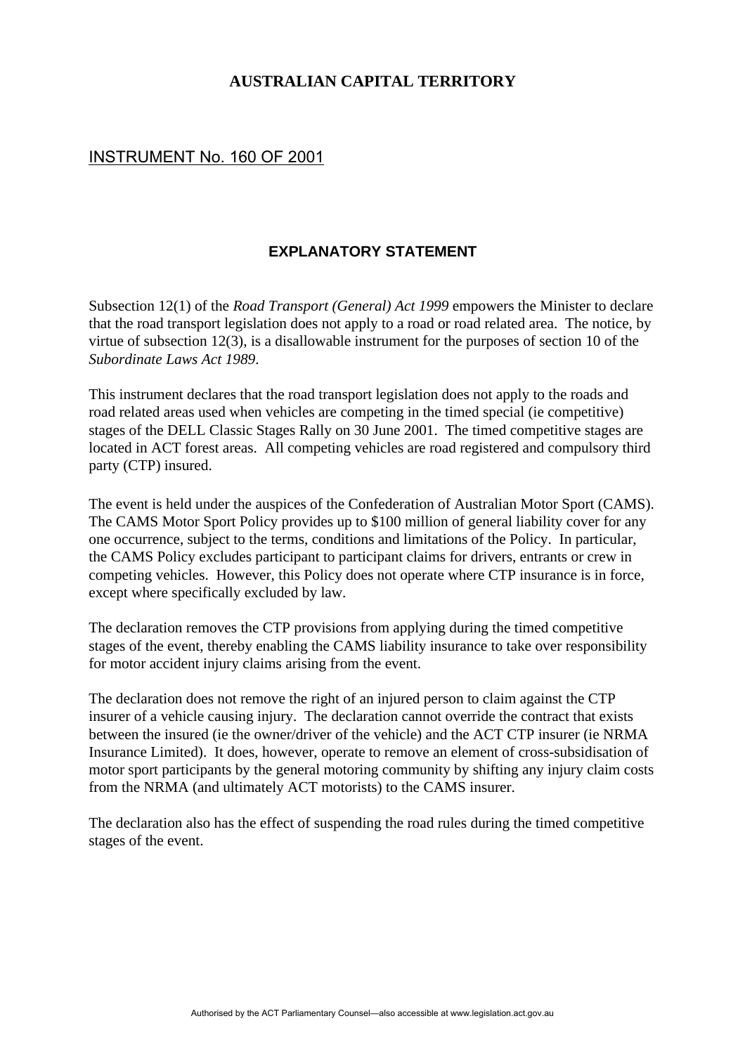# AUSTRALIAN CAPITAL TERRITORY

## INSTRUMENT No. 160 OF 2001

### EXPLANATORY STATEMENT

Subsection 12(1) of the *Road Transport (General) Act 1999* empowers the Minister to declare that the road transport legislation does not apply to a road or road related area. The notice, by virtue of subsection 12(3), is a disallowable instrument for the purposes of section 10 of the *Subordinate Laws Act 1989*.

This instrument declares that the road transport legislation does not apply to the roads and road related areas used when vehicles are competing in the timed special (ie competitive) stages of the DELL Classic Stages Rally on 30 June 2001. The timed competitive stages are located in ACT forest areas. All competing vehicles are road registered and compulsory third party (CTP) insured.

The event is held under the auspices of the Confederation of Australian Motor Sport (CAMS). The CAMS Motor Sport Policy provides up to $100 million of general liability cover for any one occurrence, subject to the terms, conditions and limitations of the Policy. In particular, the CAMS Policy excludes participant to participant claims for drivers, entrants or crew in competing vehicles. However, this Policy does not operate where CTP insurance is in force, except where specifically excluded by law.

The declaration removes the CTP provisions from applying during the timed competitive stages of the event, thereby enabling the CAMS liability insurance to take over responsibility for motor accident injury claims arising from the event.

The declaration does not remove the right of an injured person to claim against the CTP insurer of a vehicle causing injury. The declaration cannot override the contract that exists between the insured (ie the owner/driver of the vehicle) and the ACT CTP insurer (ie NRMA Insurance Limited). It does, however, operate to remove an element of cross-subsidisation of motor sport participants by the general motoring community by shifting any injury claim costs from the NRMA (and ultimately ACT motorists) to the CAMS insurer.

The declaration also has the effect of suspending the road rules during the timed competitive stages of the event.